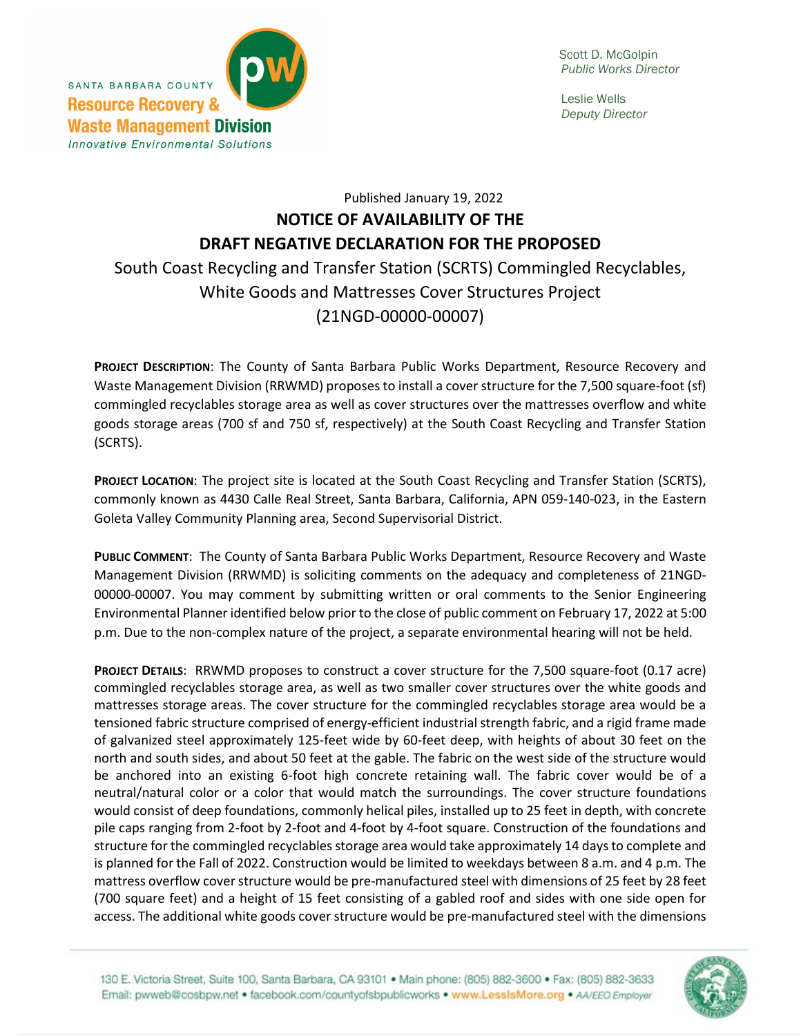SANTA BARBARA COUNTY
**Resource Recovery & Waste Management Division**
*Innovative Environmental Solutions*

Scott D. McGolpin
*Public Works Director*

Leslie Wells
*Deputy Director*

Published January 19, 2022

# NOTICE OF AVAILABILITY OF THE DRAFT NEGATIVE DECLARATION FOR THE PROPOSED

## South Coast Recycling and Transfer Station (SCRTS) Commingled Recyclables, White Goods and Mattresses Cover Structures Project (21NGD-00000-00007)

**PROJECT DESCRIPTION**: The County of Santa Barbara Public Works Department, Resource Recovery and Waste Management Division (RRWMD) proposes to install a cover structure for the 7,500 square-foot (sf) commingled recyclables storage area as well as cover structures over the mattresses overflow and white goods storage areas (700 sf and 750 sf, respectively) at the South Coast Recycling and Transfer Station (SCRTS).

**PROJECT LOCATION**: The project site is located at the South Coast Recycling and Transfer Station (SCRTS), commonly known as 4430 Calle Real Street, Santa Barbara, California, APN 059-140-023, in the Eastern Goleta Valley Community Planning area, Second Supervisorial District.

**PUBLIC COMMENT**: The County of Santa Barbara Public Works Department, Resource Recovery and Waste Management Division (RRWMD) is soliciting comments on the adequacy and completeness of 21NGD-00000-00007. You may comment by submitting written or oral comments to the Senior Engineering Environmental Planner identified below prior to the close of public comment on February 17, 2022 at 5:00 p.m. Due to the non-complex nature of the project, a separate environmental hearing will not be held.

**PROJECT DETAILS**: RRWMD proposes to construct a cover structure for the 7,500 square-foot (0.17 acre) commingled recyclables storage area, as well as two smaller cover structures over the white goods and mattresses storage areas. The cover structure for the commingled recyclables storage area would be a tensioned fabric structure comprised of energy-efficient industrial strength fabric, and a rigid frame made of galvanized steel approximately 125-feet wide by 60-feet deep, with heights of about 30 feet on the north and south sides, and about 50 feet at the gable. The fabric on the west side of the structure would be anchored into an existing 6-foot high concrete retaining wall. The fabric cover would be of a neutral/natural color or a color that would match the surroundings. The cover structure foundations would consist of deep foundations, commonly helical piles, installed up to 25 feet in depth, with concrete pile caps ranging from 2-foot by 2-foot and 4-foot by 4-foot square. Construction of the foundations and structure for the commingled recyclables storage area would take approximately 14 days to complete and is planned for the Fall of 2022. Construction would be limited to weekdays between 8 a.m. and 4 p.m. The mattress overflow cover structure would be pre-manufactured steel with dimensions of 25 feet by 28 feet (700 square feet) and a height of 15 feet consisting of a gabled roof and sides with one side open for access. The additional white goods cover structure would be pre-manufactured steel with the dimensions

130 E. Victoria Street, Suite 100, Santa Barbara, CA 93101 • Main phone: (805) 882-3600 • Fax: (805) 882-3633
Email: pwweb@cosbpw.net • facebook.com/countyofsbpublicworks • www.LessIsMore.org • AA/EEO Employer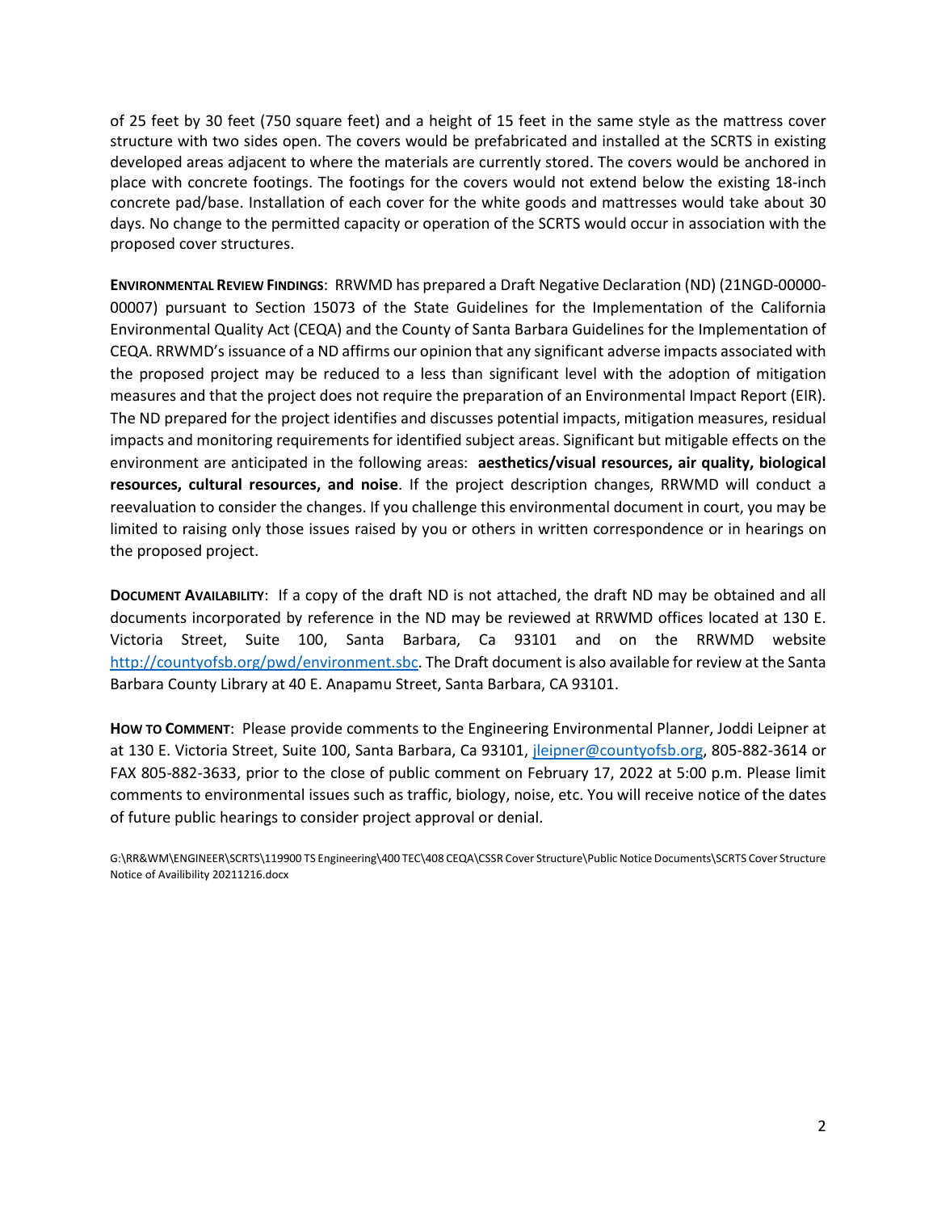of 25 feet by 30 feet (750 square feet) and a height of 15 feet in the same style as the mattress cover structure with two sides open. The covers would be prefabricated and installed at the SCRTS in existing developed areas adjacent to where the materials are currently stored. The covers would be anchored in place with concrete footings. The footings for the covers would not extend below the existing 18-inch concrete pad/base. Installation of each cover for the white goods and mattresses would take about 30 days. No change to the permitted capacity or operation of the SCRTS would occur in association with the proposed cover structures.

**ENVIRONMENTAL REVIEW FINDINGS**: RRWMD has prepared a Draft Negative Declaration (ND) (21NGD-00000-00007) pursuant to Section 15073 of the State Guidelines for the Implementation of the California Environmental Quality Act (CEQA) and the County of Santa Barbara Guidelines for the Implementation of CEQA. RRWMD's issuance of a ND affirms our opinion that any significant adverse impacts associated with the proposed project may be reduced to a less than significant level with the adoption of mitigation measures and that the project does not require the preparation of an Environmental Impact Report (EIR). The ND prepared for the project identifies and discusses potential impacts, mitigation measures, residual impacts and monitoring requirements for identified subject areas. Significant but mitigable effects on the environment are anticipated in the following areas: **aesthetics/visual resources, air quality, biological resources, cultural resources, and noise**. If the project description changes, RRWMD will conduct a reevaluation to consider the changes. If you challenge this environmental document in court, you may be limited to raising only those issues raised by you or others in written correspondence or in hearings on the proposed project.

**DOCUMENT AVAILABILITY**: If a copy of the draft ND is not attached, the draft ND may be obtained and all documents incorporated by reference in the ND may be reviewed at RRWMD offices located at 130 E. Victoria Street, Suite 100, Santa Barbara, Ca 93101 and on the RRWMD website http://countyofsb.org/pwd/environment.sbc. The Draft document is also available for review at the Santa Barbara County Library at 40 E. Anapamu Street, Santa Barbara, CA 93101.

**HOW TO COMMENT**: Please provide comments to the Engineering Environmental Planner, Joddi Leipner at at 130 E. Victoria Street, Suite 100, Santa Barbara, Ca 93101, jleipner@countyofsb.org, 805-882-3614 or FAX 805-882-3633, prior to the close of public comment on February 17, 2022 at 5:00 p.m. Please limit comments to environmental issues such as traffic, biology, noise, etc. You will receive notice of the dates of future public hearings to consider project approval or denial.

G:\RR&WM\ENGINEER\SCRTS\119900 TS Engineering\400 TEC\408 CEQA\CSSR Cover Structure\Public Notice Documents\SCRTS Cover Structure Notice of Availibility 20211216.docx